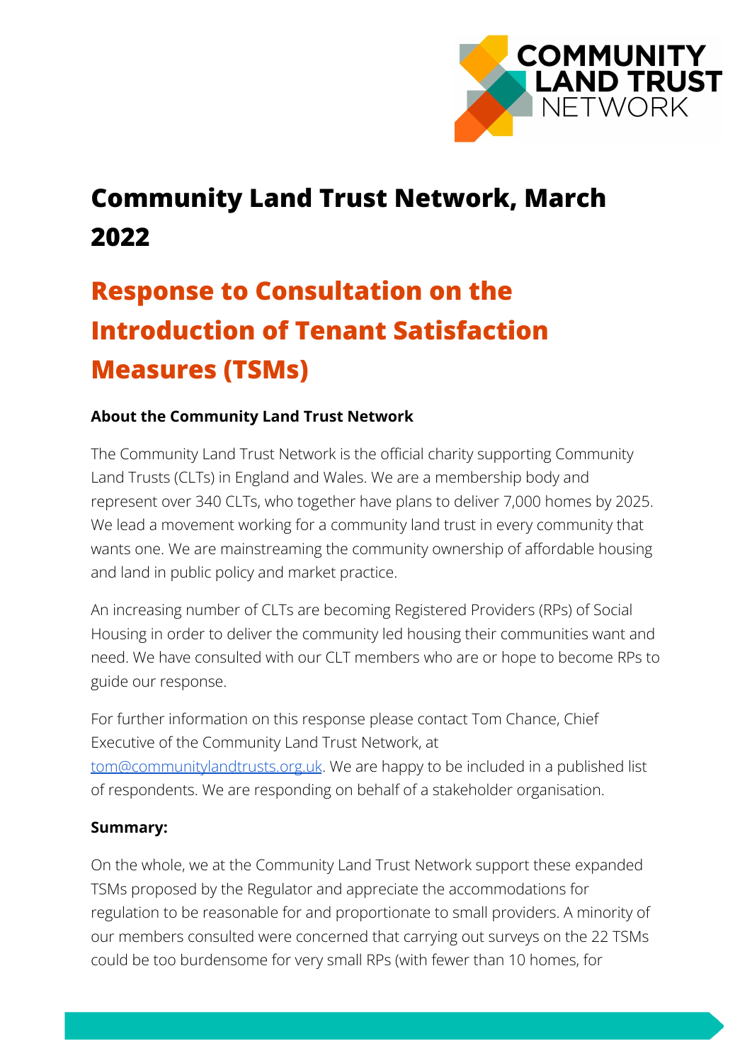# Community Land Trust Network, March 2022

## Response to Consultation on the Introduction of Tenant Satisfaction Measures (TSMs)

**About the Community Land Trust Network**

The Community Land Trust Network is the official charity supporting Community Land Trusts (CLTs) in England and Wales. We are a membership body and represent over 340 CLTs, who together have plans to deliver 7,000 homes by 2025. We lead a movement working for a community land trust in every community that wants one. We are mainstreaming the community ownership of affordable housing and land in public policy and market practice.

An increasing number of CLTs are becoming Registered Providers (RPs) of Social Housing in order to deliver the community led housing their communities want and need. We have consulted with our CLT members who are or hope to become RPs to guide our response.

For further information on this response please contact Tom Chance, Chief Executive of the Community Land Trust Network, at tom@communitylandtrusts.org.uk. We are happy to be included in a published list of respondents. We are responding on behalf of a stakeholder organisation.

**Summary:**

On the whole, we at the Community Land Trust Network support these expanded TSMs proposed by the Regulator and appreciate the accommodations for regulation to be reasonable for and proportionate to small providers. A minority of our members consulted were concerned that carrying out surveys on the 22 TSMs could be too burdensome for very small RPs (with fewer than 10 homes, for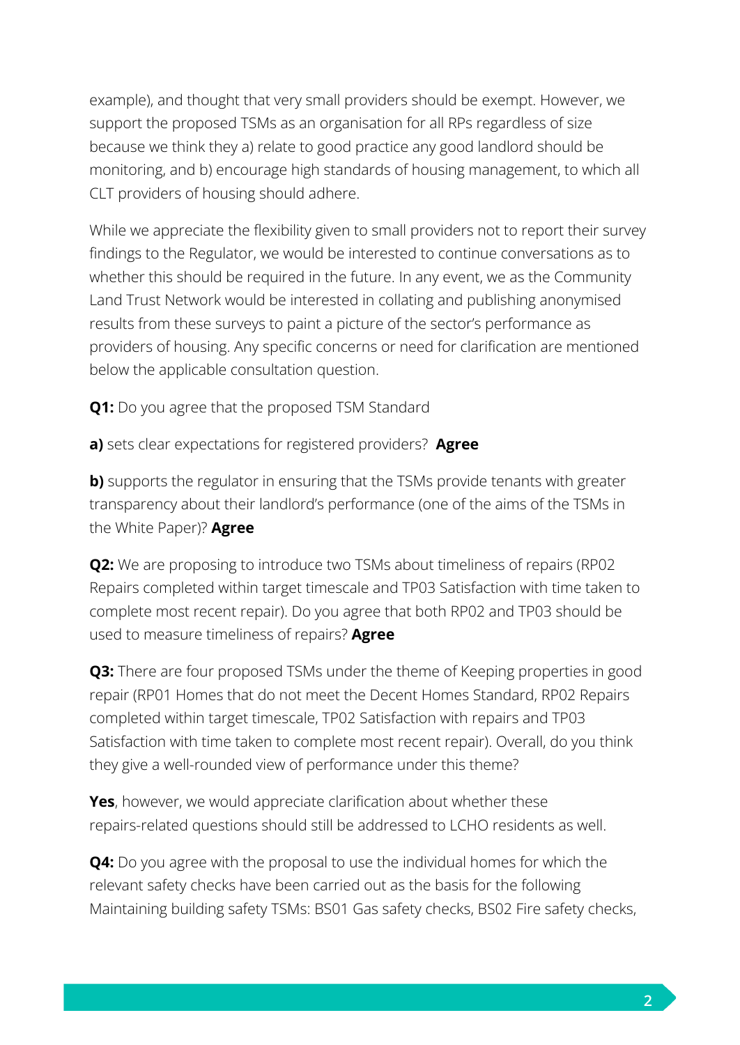example), and thought that very small providers should be exempt. However, we support the proposed TSMs as an organisation for all RPs regardless of size because we think they a) relate to good practice any good landlord should be monitoring, and b) encourage high standards of housing management, to which all CLT providers of housing should adhere.

While we appreciate the flexibility given to small providers not to report their survey findings to the Regulator, we would be interested to continue conversations as to whether this should be required in the future. In any event, we as the Community Land Trust Network would be interested in collating and publishing anonymised results from these surveys to paint a picture of the sector's performance as providers of housing. Any specific concerns or need for clarification are mentioned below the applicable consultation question.

**Q1:** Do you agree that the proposed TSM Standard

**a)** sets clear expectations for registered providers? **Agree**

**b)** supports the regulator in ensuring that the TSMs provide tenants with greater transparency about their landlord's performance (one of the aims of the TSMs in the White Paper)? **Agree**

**Q2:** We are proposing to introduce two TSMs about timeliness of repairs (RP02 Repairs completed within target timescale and TP03 Satisfaction with time taken to complete most recent repair). Do you agree that both RP02 and TP03 should be used to measure timeliness of repairs? **Agree**

**Q3:** There are four proposed TSMs under the theme of Keeping properties in good repair (RP01 Homes that do not meet the Decent Homes Standard, RP02 Repairs completed within target timescale, TP02 Satisfaction with repairs and TP03 Satisfaction with time taken to complete most recent repair). Overall, do you think they give a well-rounded view of performance under this theme?

**Yes**, however, we would appreciate clarification about whether these repairs-related questions should still be addressed to LCHO residents as well.

**Q4:** Do you agree with the proposal to use the individual homes for which the relevant safety checks have been carried out as the basis for the following Maintaining building safety TSMs: BS01 Gas safety checks, BS02 Fire safety checks,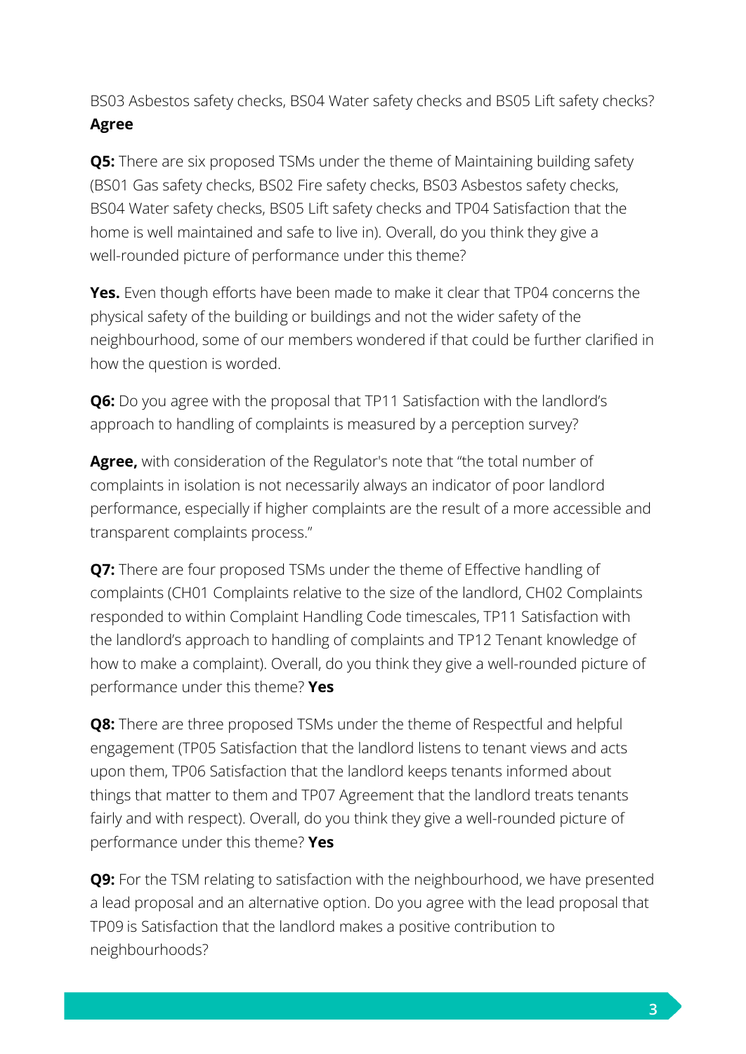BS03 Asbestos safety checks, BS04 Water safety checks and BS05 Lift safety checks? **Agree**

**Q5:** There are six proposed TSMs under the theme of Maintaining building safety (BS01 Gas safety checks, BS02 Fire safety checks, BS03 Asbestos safety checks, BS04 Water safety checks, BS05 Lift safety checks and TP04 Satisfaction that the home is well maintained and safe to live in). Overall, do you think they give a well-rounded picture of performance under this theme?

**Yes.** Even though efforts have been made to make it clear that TP04 concerns the physical safety of the building or buildings and not the wider safety of the neighbourhood, some of our members wondered if that could be further clarified in how the question is worded.

**Q6:** Do you agree with the proposal that TP11 Satisfaction with the landlord's approach to handling of complaints is measured by a perception survey?

**Agree,** with consideration of the Regulator's note that "the total number of complaints in isolation is not necessarily always an indicator of poor landlord performance, especially if higher complaints are the result of a more accessible and transparent complaints process."

**Q7:** There are four proposed TSMs under the theme of Effective handling of complaints (CH01 Complaints relative to the size of the landlord, CH02 Complaints responded to within Complaint Handling Code timescales, TP11 Satisfaction with the landlord's approach to handling of complaints and TP12 Tenant knowledge of how to make a complaint). Overall, do you think they give a well-rounded picture of performance under this theme? **Yes**

**Q8:** There are three proposed TSMs under the theme of Respectful and helpful engagement (TP05 Satisfaction that the landlord listens to tenant views and acts upon them, TP06 Satisfaction that the landlord keeps tenants informed about things that matter to them and TP07 Agreement that the landlord treats tenants fairly and with respect). Overall, do you think they give a well-rounded picture of performance under this theme? **Yes**

**Q9:** For the TSM relating to satisfaction with the neighbourhood, we have presented a lead proposal and an alternative option. Do you agree with the lead proposal that TP09 is Satisfaction that the landlord makes a positive contribution to neighbourhoods?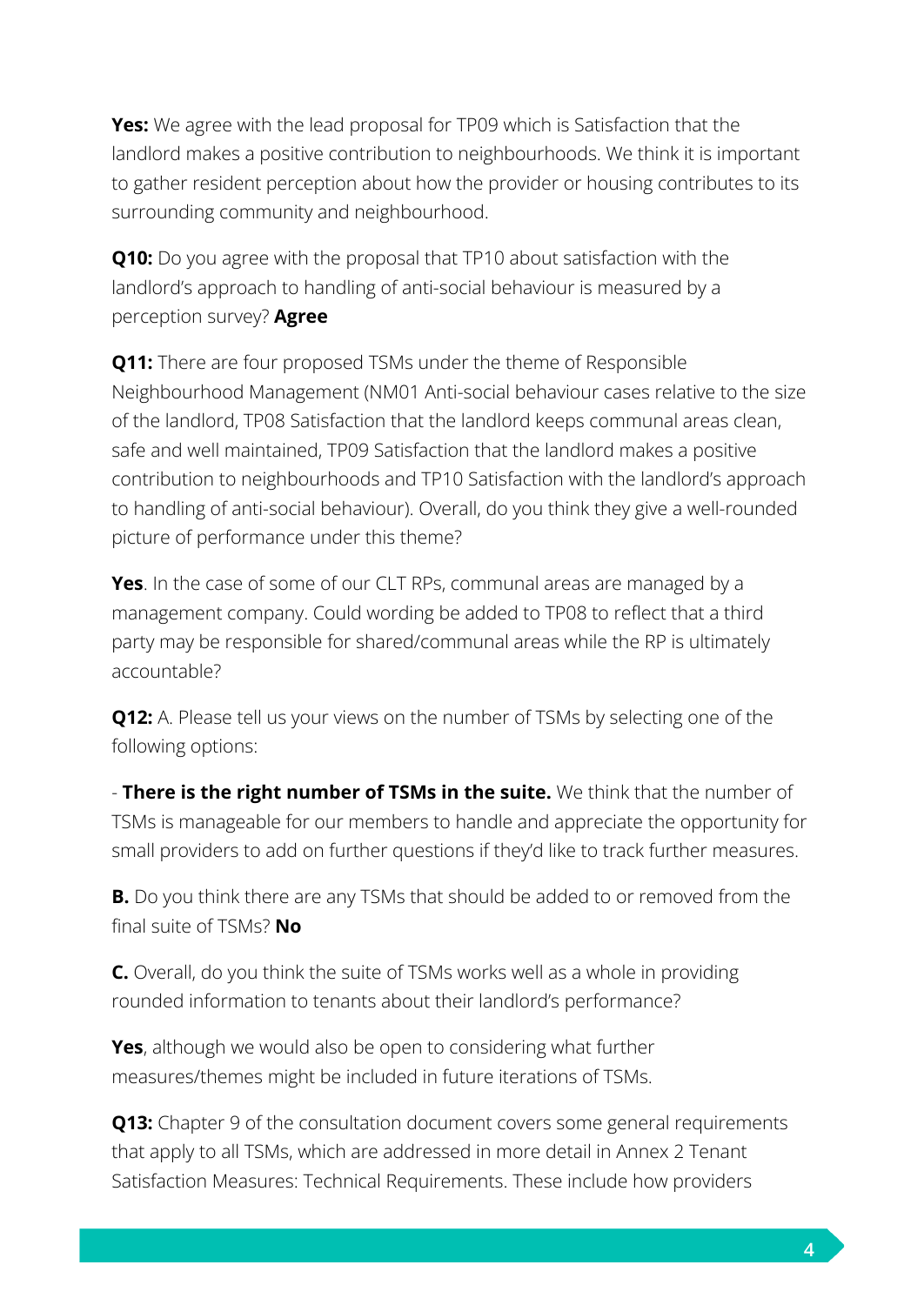**Yes:** We agree with the lead proposal for TP09 which is Satisfaction that the landlord makes a positive contribution to neighbourhoods. We think it is important to gather resident perception about how the provider or housing contributes to its surrounding community and neighbourhood.

**Q10:** Do you agree with the proposal that TP10 about satisfaction with the landlord's approach to handling of anti-social behaviour is measured by a perception survey? **Agree**

**Q11:** There are four proposed TSMs under the theme of Responsible Neighbourhood Management (NM01 Anti-social behaviour cases relative to the size of the landlord, TP08 Satisfaction that the landlord keeps communal areas clean, safe and well maintained, TP09 Satisfaction that the landlord makes a positive contribution to neighbourhoods and TP10 Satisfaction with the landlord's approach to handling of anti-social behaviour). Overall, do you think they give a well-rounded picture of performance under this theme?

**Yes**. In the case of some of our CLT RPs, communal areas are managed by a management company. Could wording be added to TP08 to reflect that a third party may be responsible for shared/communal areas while the RP is ultimately accountable?

**Q12:** A. Please tell us your views on the number of TSMs by selecting one of the following options:

- **There is the right number of TSMs in the suite.** We think that the number of TSMs is manageable for our members to handle and appreciate the opportunity for small providers to add on further questions if they'd like to track further measures.

**B.** Do you think there are any TSMs that should be added to or removed from the final suite of TSMs? **No**

**C.** Overall, do you think the suite of TSMs works well as a whole in providing rounded information to tenants about their landlord's performance?

**Yes**, although we would also be open to considering what further measures/themes might be included in future iterations of TSMs.

**Q13:** Chapter 9 of the consultation document covers some general requirements that apply to all TSMs, which are addressed in more detail in Annex 2 Tenant Satisfaction Measures: Technical Requirements. These include how providers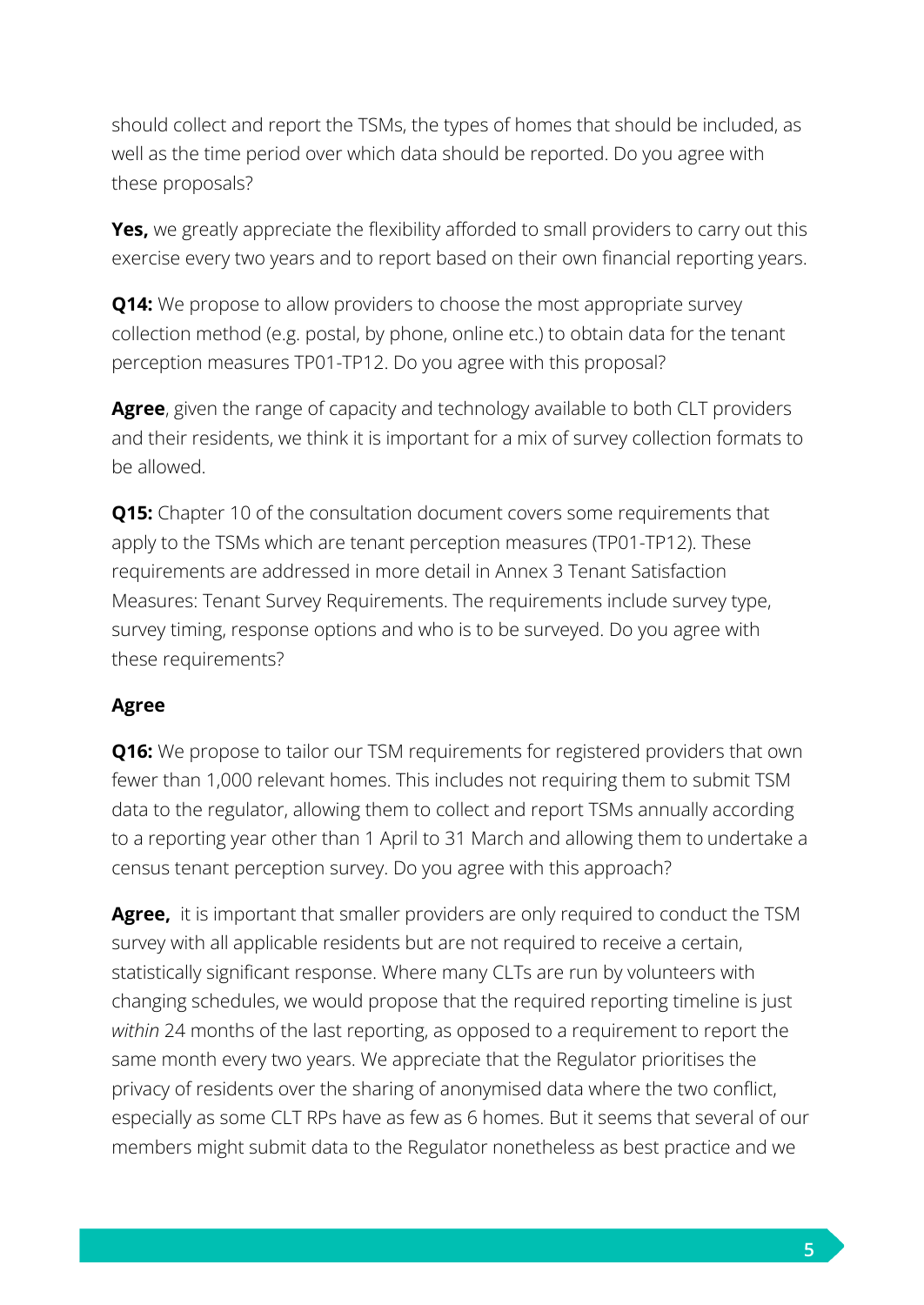should collect and report the TSMs, the types of homes that should be included, as well as the time period over which data should be reported. Do you agree with these proposals?

**Yes,** we greatly appreciate the flexibility afforded to small providers to carry out this exercise every two years and to report based on their own financial reporting years.

**Q14:** We propose to allow providers to choose the most appropriate survey collection method (e.g. postal, by phone, online etc.) to obtain data for the tenant perception measures TP01-TP12. Do you agree with this proposal?

**Agree**, given the range of capacity and technology available to both CLT providers and their residents, we think it is important for a mix of survey collection formats to be allowed.

**Q15:** Chapter 10 of the consultation document covers some requirements that apply to the TSMs which are tenant perception measures (TP01-TP12). These requirements are addressed in more detail in Annex 3 Tenant Satisfaction Measures: Tenant Survey Requirements. The requirements include survey type, survey timing, response options and who is to be surveyed. Do you agree with these requirements?

**Agree**

**Q16:** We propose to tailor our TSM requirements for registered providers that own fewer than 1,000 relevant homes. This includes not requiring them to submit TSM data to the regulator, allowing them to collect and report TSMs annually according to a reporting year other than 1 April to 31 March and allowing them to undertake a census tenant perception survey. Do you agree with this approach?

**Agree,** it is important that smaller providers are only required to conduct the TSM survey with all applicable residents but are not required to receive a certain, statistically significant response. Where many CLTs are run by volunteers with changing schedules, we would propose that the required reporting timeline is just *within* 24 months of the last reporting, as opposed to a requirement to report the same month every two years. We appreciate that the Regulator prioritises the privacy of residents over the sharing of anonymised data where the two conflict, especially as some CLT RPs have as few as 6 homes. But it seems that several of our members might submit data to the Regulator nonetheless as best practice and we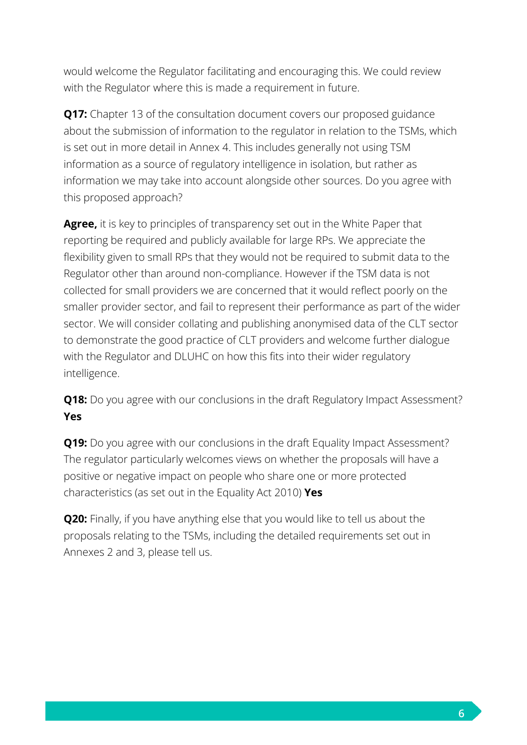would welcome the Regulator facilitating and encouraging this. We could review with the Regulator where this is made a requirement in future.

**Q17:** Chapter 13 of the consultation document covers our proposed guidance about the submission of information to the regulator in relation to the TSMs, which is set out in more detail in Annex 4. This includes generally not using TSM information as a source of regulatory intelligence in isolation, but rather as information we may take into account alongside other sources. Do you agree with this proposed approach?

**Agree,** it is key to principles of transparency set out in the White Paper that reporting be required and publicly available for large RPs. We appreciate the flexibility given to small RPs that they would not be required to submit data to the Regulator other than around non-compliance. However if the TSM data is not collected for small providers we are concerned that it would reflect poorly on the smaller provider sector, and fail to represent their performance as part of the wider sector. We will consider collating and publishing anonymised data of the CLT sector to demonstrate the good practice of CLT providers and welcome further dialogue with the Regulator and DLUHC on how this fits into their wider regulatory intelligence.

**Q18:** Do you agree with our conclusions in the draft Regulatory Impact Assessment? **Yes**

**Q19:** Do you agree with our conclusions in the draft Equality Impact Assessment? The regulator particularly welcomes views on whether the proposals will have a positive or negative impact on people who share one or more protected characteristics (as set out in the Equality Act 2010) **Yes**

**Q20:** Finally, if you have anything else that you would like to tell us about the proposals relating to the TSMs, including the detailed requirements set out in Annexes 2 and 3, please tell us.